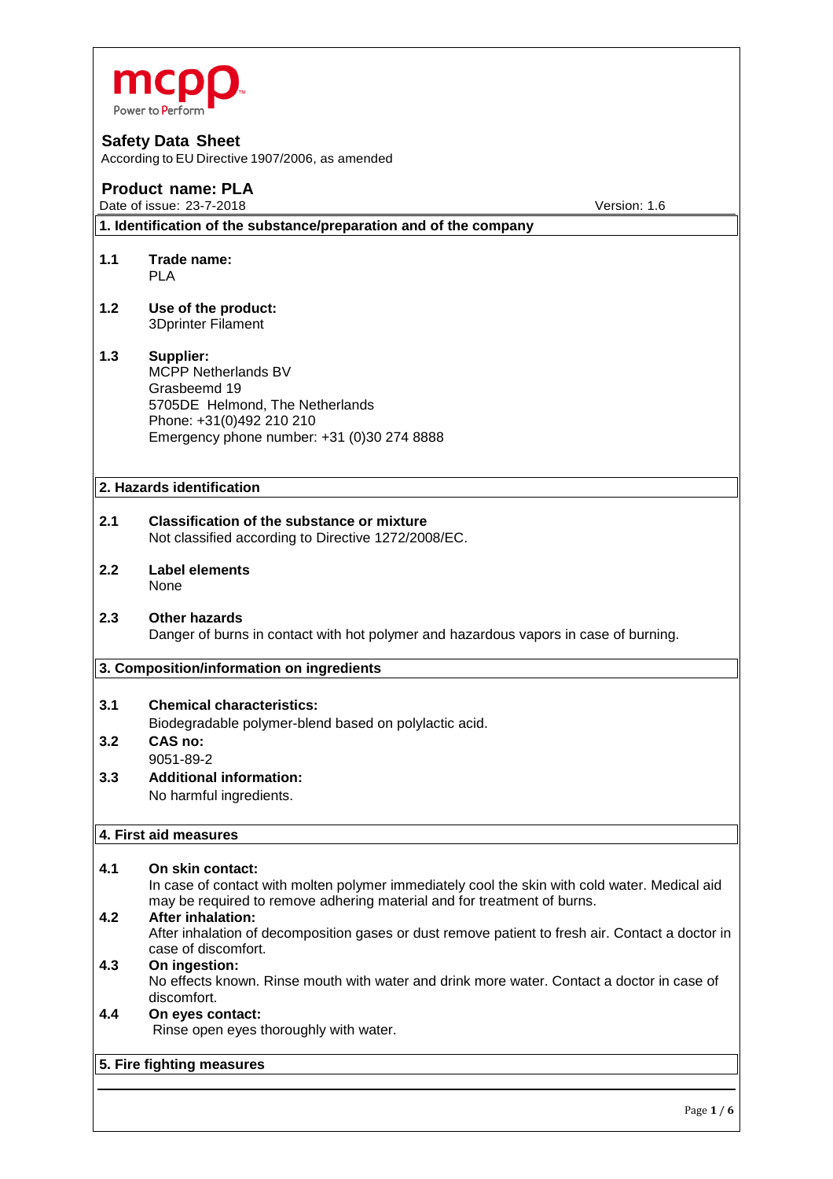mcpp
Power to Perform

# Safety Data Sheet

According to EU Directive 1907/2006, as amended

## Product name: PLA

Date of issue: 23-7-2018 Version: 1.6

### 1. Identification of the substance/preparation and of the company

**1.1 Trade name:**
PLA

**1.2 Use of the product:**
3Dprinter Filament

**1.3 Supplier:**
MCPP Netherlands BV
Grasbeemd 19
5705DE Helmond, The Netherlands
Phone: +31(0)492 210 210
Emergency phone number: +31 (0)30 274 8888

### 2. Hazards identification

**2.1 Classification of the substance or mixture**
Not classified according to Directive 1272/2008/EC.

**2.2 Label elements**
None

**2.3 Other hazards**
Danger of burns in contact with hot polymer and hazardous vapors in case of burning.

### 3. Composition/information on ingredients

**3.1 Chemical characteristics:**
Biodegradable polymer-blend based on polylactic acid.

**3.2 CAS no:**
9051-89-2

**3.3 Additional information:**
No harmful ingredients.

### 4. First aid measures

**4.1 On skin contact:**
In case of contact with molten polymer immediately cool the skin with cold water. Medical aid may be required to remove adhering material and for treatment of burns.

**4.2 After inhalation:**
After inhalation of decomposition gases or dust remove patient to fresh air. Contact a doctor in case of discomfort.

**4.3 On ingestion:**
No effects known. Rinse mouth with water and drink more water. Contact a doctor in case of discomfort.

**4.4 On eyes contact:**
Rinse open eyes thoroughly with water.

### 5. Fire fighting measures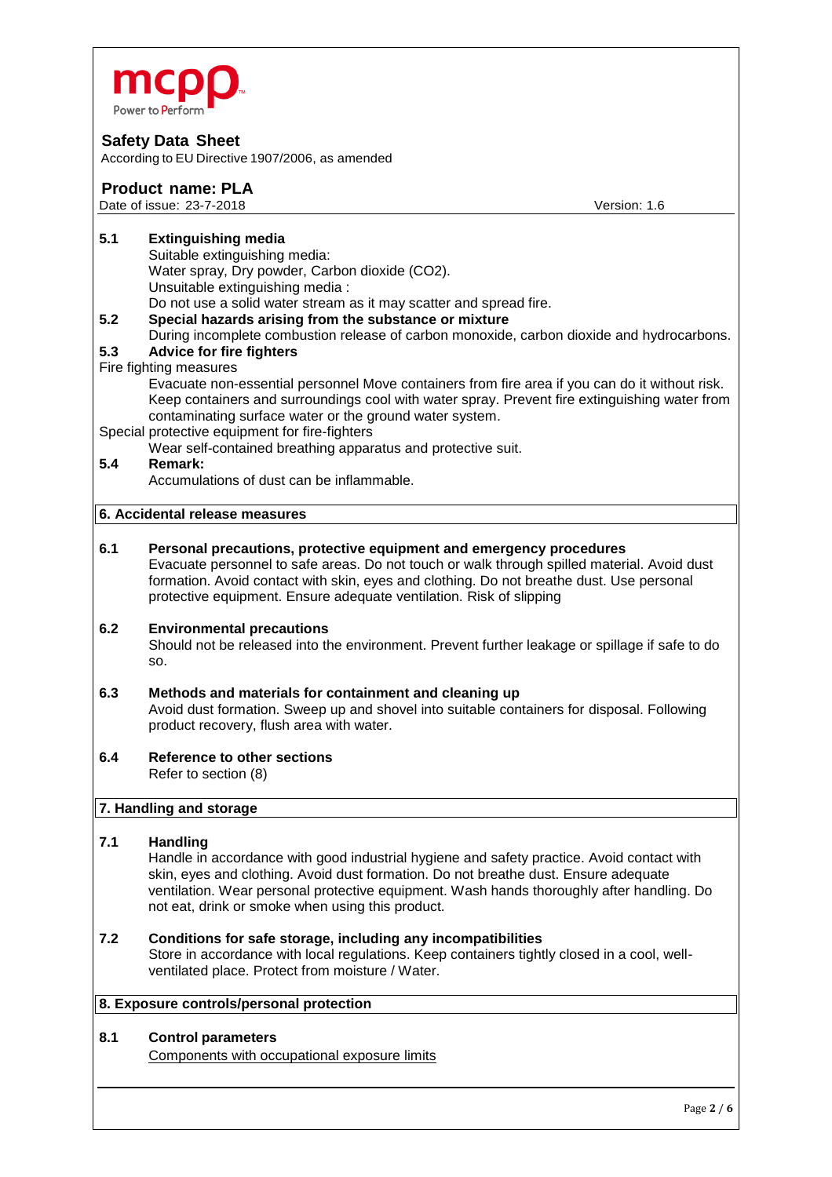**Safety Data Sheet**
According to EU Directive 1907/2006, as amended

**Product name: PLA**
Date of issue: 23-7-2018 Version: 1.6

**5.1 Extinguishing media**
Suitable extinguishing media:
Water spray, Dry powder, Carbon dioxide ($CO_2$).
Unsuitable extinguishing media :
Do not use a solid water stream as it may scatter and spread fire.

**5.2 Special hazards arising from the substance or mixture**
During incomplete combustion release of carbon monoxide, carbon dioxide and hydrocarbons.

**5.3 Advice for fire fighters**
Fire fighting measures
Evacuate non-essential personnel Move containers from fire area if you can do it without risk. Keep containers and surroundings cool with water spray. Prevent fire extinguishing water from contaminating surface water or the ground water system.
Special protective equipment for fire-fighters
Wear self-contained breathing apparatus and protective suit.

**5.4 Remark:**
Accumulations of dust can be inflammable.

## 6. Accidental release measures

**6.1 Personal precautions, protective equipment and emergency procedures**
Evacuate personnel to safe areas. Do not touch or walk through spilled material. Avoid dust formation. Avoid contact with skin, eyes and clothing. Do not breathe dust. Use personal protective equipment. Ensure adequate ventilation. Risk of slipping

**6.2 Environmental precautions**
Should not be released into the environment. Prevent further leakage or spillage if safe to do so.

**6.3 Methods and materials for containment and cleaning up**
Avoid dust formation. Sweep up and shovel into suitable containers for disposal. Following product recovery, flush area with water.

**6.4 Reference to other sections**
Refer to section (8)

## 7. Handling and storage

**7.1 Handling**
Handle in accordance with good industrial hygiene and safety practice. Avoid contact with skin, eyes and clothing. Avoid dust formation. Do not breathe dust. Ensure adequate ventilation. Wear personal protective equipment. Wash hands thoroughly after handling. Do not eat, drink or smoke when using this product.

**7.2 Conditions for safe storage, including any incompatibilities**
Store in accordance with local regulations. Keep containers tightly closed in a cool, well-ventilated place. Protect from moisture / Water.

## 8. Exposure controls/personal protection

**8.1 Control parameters**
Components with occupational exposure limits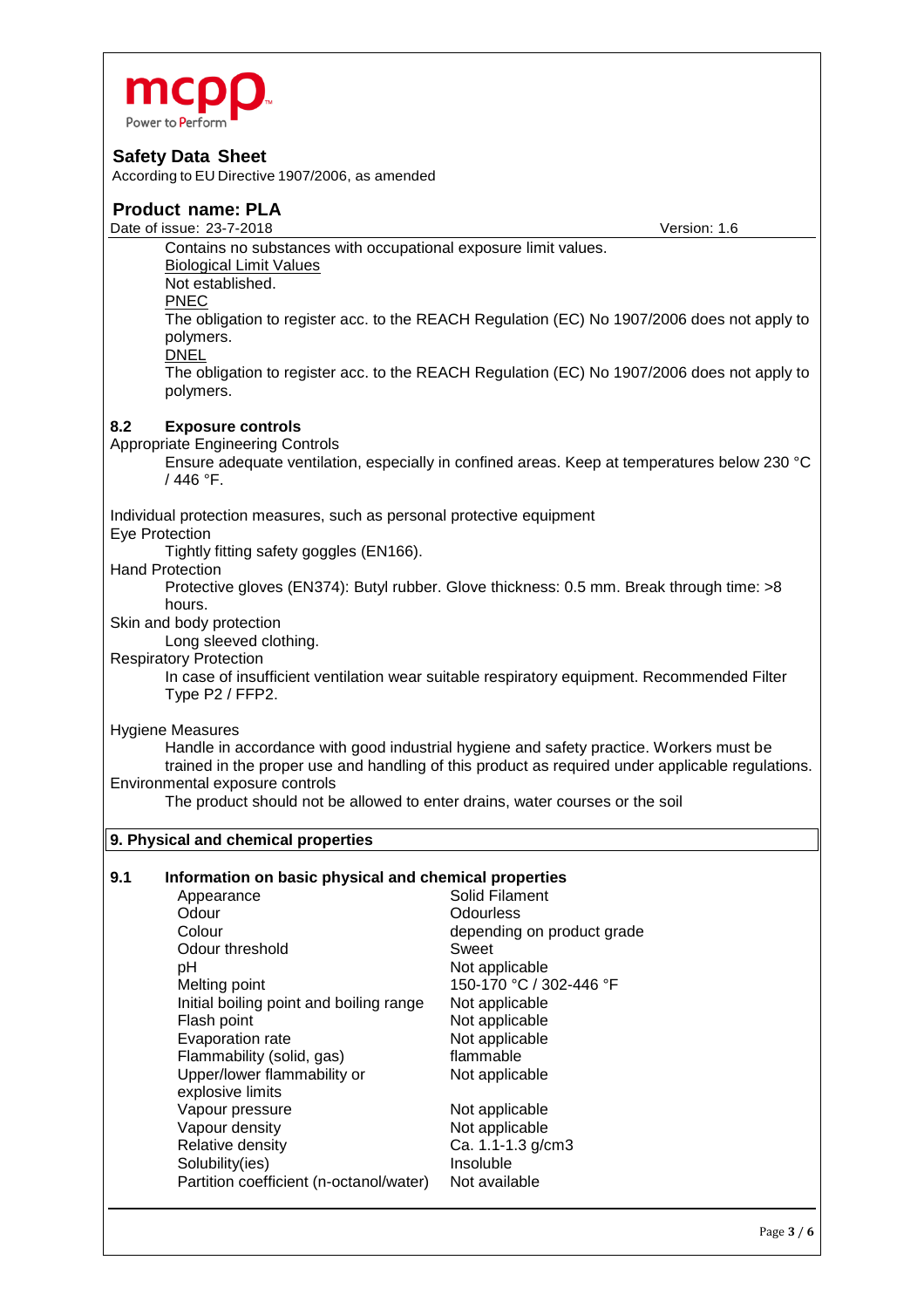Contains no substances with occupational exposure limit values.

Biological Limit Values

Not established.

PNEC

The obligation to register acc. to the REACH Regulation (EC) No 1907/2006 does not apply to polymers.

DNEL

The obligation to register acc. to the REACH Regulation (EC) No 1907/2006 does not apply to polymers.

### 8.2 Exposure controls

Appropriate Engineering Controls

Ensure adequate ventilation, especially in confined areas. Keep at temperatures below 230 °C / 446 °F.

Individual protection measures, such as personal protective equipment

Eye Protection

Tightly fitting safety goggles (EN166).

Hand Protection

Protective gloves (EN374): Butyl rubber. Glove thickness: 0.5 mm. Break through time: >8 hours.

Skin and body protection

Long sleeved clothing.

Respiratory Protection

In case of insufficient ventilation wear suitable respiratory equipment. Recommended Filter Type P2 / FFP2.

Hygiene Measures

Handle in accordance with good industrial hygiene and safety practice. Workers must be trained in the proper use and handling of this product as required under applicable regulations.

Environmental exposure controls

The product should not be allowed to enter drains, water courses or the soil

## 9. Physical and chemical properties

### 9.1 Information on basic physical and chemical properties

| Property | Value |
|---|---|
| Appearance | Solid Filament |
| Odour | Odourless |
| Colour | depending on product grade |
| Odour threshold | Sweet |
| pH | Not applicable |
| Melting point | 150-170 °C / 302-446 °F |
| Initial boiling point and boiling range | Not applicable |
| Flash point | Not applicable |
| Evaporation rate | Not applicable |
| Flammability (solid, gas) | flammable |
| Upper/lower flammability or explosive limits | Not applicable |
| Vapour pressure | Not applicable |
| Vapour density | Not applicable |
| Relative density | Ca. 1.1-1.3 g/cm3 |
| Solubility(ies) | Insoluble |
| Partition coefficient (n-octanol/water) | Not available |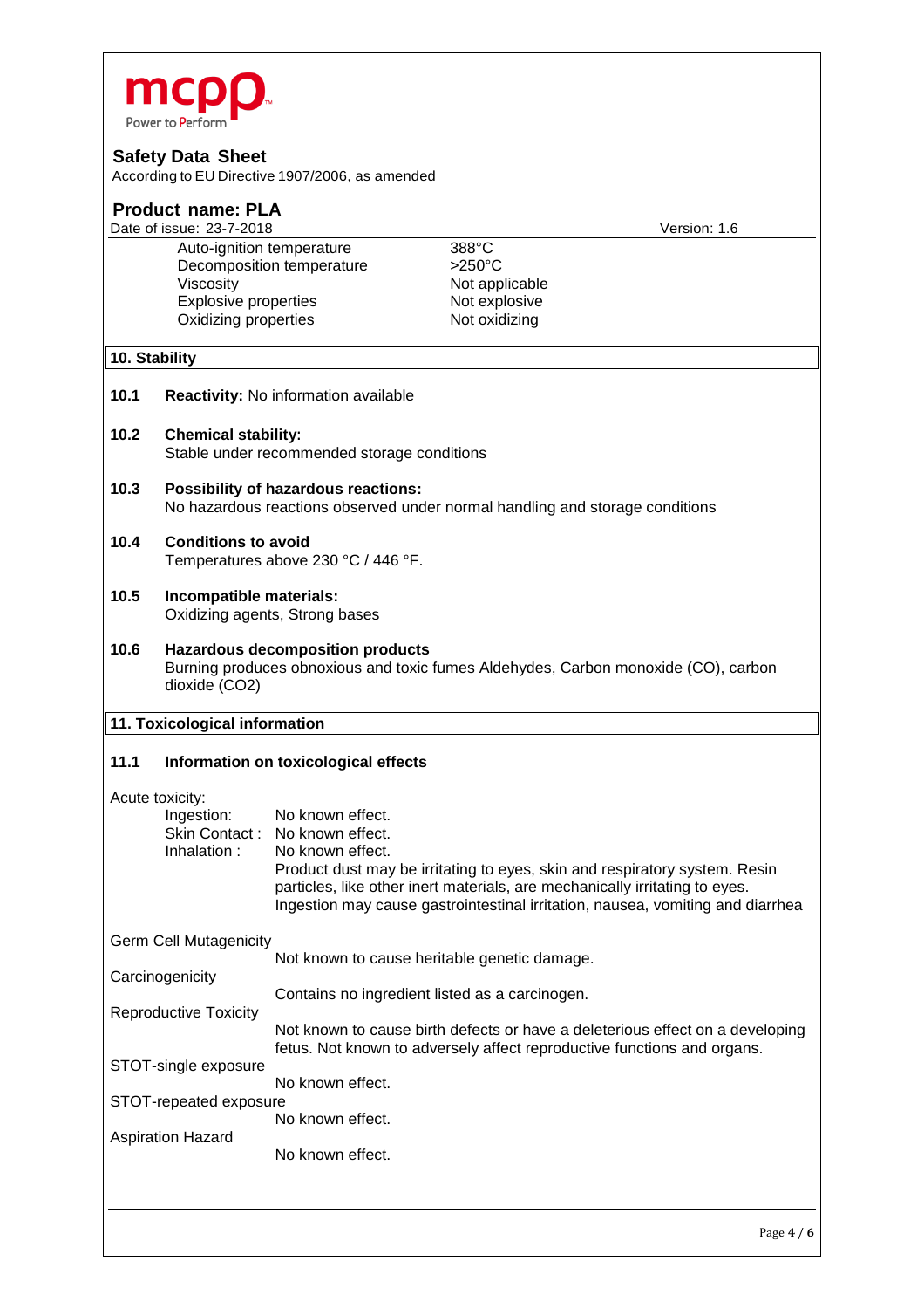| | |
|---|---|
| Auto-ignition temperature | 388°C |
| Decomposition temperature | >250°C |
| Viscosity | Not applicable |
| Explosive properties | Not explosive |
| Oxidizing properties | Not oxidizing |

## 10. Stability

**10.1 Reactivity:** No information available

**10.2 Chemical stability:**
Stable under recommended storage conditions

**10.3 Possibility of hazardous reactions:**
No hazardous reactions observed under normal handling and storage conditions

**10.4 Conditions to avoid**
Temperatures above 230 °C / 446 °F.

**10.5 Incompatible materials:**
Oxidizing agents, Strong bases

**10.6 Hazardous decomposition products**
Burning produces obnoxious and toxic fumes Aldehydes, Carbon monoxide (CO), carbon dioxide ($CO_2$)

## 11. Toxicological information

**11.1 Information on toxicological effects**

Acute toxicity:

Ingestion: No known effect.
Skin Contact : No known effect.
Inhalation : No known effect.
Product dust may be irritating to eyes, skin and respiratory system. Resin particles, like other inert materials, are mechanically irritating to eyes. Ingestion may cause gastrointestinal irritation, nausea, vomiting and diarrhea

Germ Cell Mutagenicity
Not known to cause heritable genetic damage.

Carcinogenicity
Contains no ingredient listed as a carcinogen.

Reproductive Toxicity
Not known to cause birth defects or have a deleterious effect on a developing fetus. Not known to adversely affect reproductive functions and organs.

STOT-single exposure
No known effect.

STOT-repeated exposure
No known effect.

Aspiration Hazard
No known effect.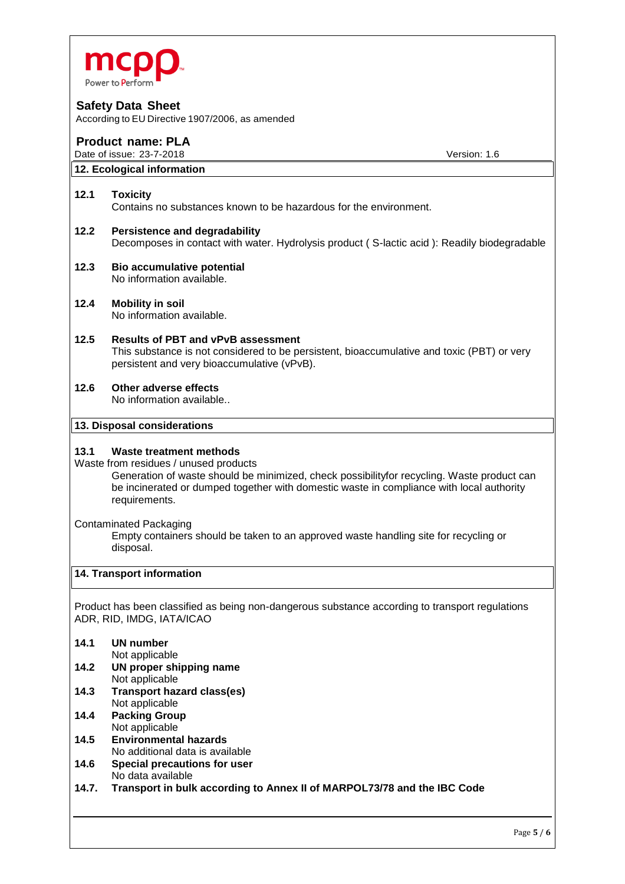## 12. Ecological information

**12.1 Toxicity**
Contains no substances known to be hazardous for the environment.

**12.2 Persistence and degradability**
Decomposes in contact with water. Hydrolysis product ( S-lactic acid ): Readily biodegradable

**12.3 Bio accumulative potential**
No information available.

**12.4 Mobility in soil**
No information available.

**12.5 Results of PBT and vPvB assessment**
This substance is not considered to be persistent, bioaccumulative and toxic (PBT) or very persistent and very bioaccumulative (vPvB).

**12.6 Other adverse effects**
No information available..

## 13. Disposal considerations

**13.1 Waste treatment methods**

Waste from residues / unused products

Generation of waste should be minimized, check possibilityfor recycling. Waste product can be incinerated or dumped together with domestic waste in compliance with local authority requirements.

Contaminated Packaging

Empty containers should be taken to an approved waste handling site for recycling or disposal.

## 14. Transport information

Product has been classified as being non-dangerous substance according to transport regulations ADR, RID, IMDG, IATA/ICAO

**14.1 UN number**
Not applicable

**14.2 UN proper shipping name**
Not applicable

**14.3 Transport hazard class(es)**
Not applicable

**14.4 Packing Group**
Not applicable

**14.5 Environmental hazards**
No additional data is available

**14.6 Special precautions for user**
No data available

**14.7. Transport in bulk according to Annex II of MARPOL73/78 and the IBC Code**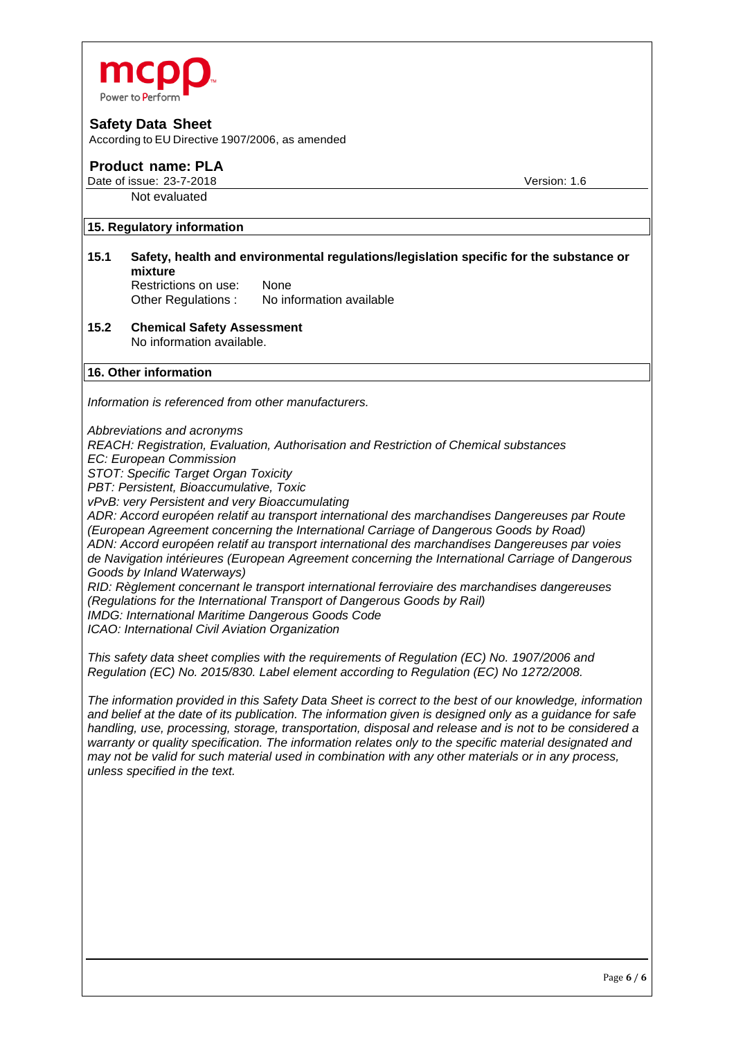Not evaluated

## 15. Regulatory information

**15.1 Safety, health and environmental regulations/legislation specific for the substance or mixture**

Restrictions on use: None
Other Regulations : No information available

**15.2 Chemical Safety Assessment**

No information available.

## 16. Other information

*Information is referenced from other manufacturers.*

*Abbreviations and acronyms*
*REACH: Registration, Evaluation, Authorisation and Restriction of Chemical substances*
*EC: European Commission*
*STOT: Specific Target Organ Toxicity*
*PBT: Persistent, Bioaccumulative, Toxic*
*vPvB: very Persistent and very Bioaccumulating*
*ADR: Accord européen relatif au transport international des marchandises Dangereuses par Route (European Agreement concerning the International Carriage of Dangerous Goods by Road)*
*ADN: Accord européen relatif au transport international des marchandises Dangereuses par voies de Navigation intérieures (European Agreement concerning the International Carriage of Dangerous Goods by Inland Waterways)*
*RID: Règlement concernant le transport international ferroviaire des marchandises dangereuses (Regulations for the International Transport of Dangerous Goods by Rail)*
*IMDG: International Maritime Dangerous Goods Code*
*ICAO: International Civil Aviation Organization*

*This safety data sheet complies with the requirements of Regulation (EC) No. 1907/2006 and Regulation (EC) No. 2015/830. Label element according to Regulation (EC) No 1272/2008.*

*The information provided in this Safety Data Sheet is correct to the best of our knowledge, information and belief at the date of its publication. The information given is designed only as a guidance for safe handling, use, processing, storage, transportation, disposal and release and is not to be considered a warranty or quality specification. The information relates only to the specific material designated and may not be valid for such material used in combination with any other materials or in any process, unless specified in the text.*